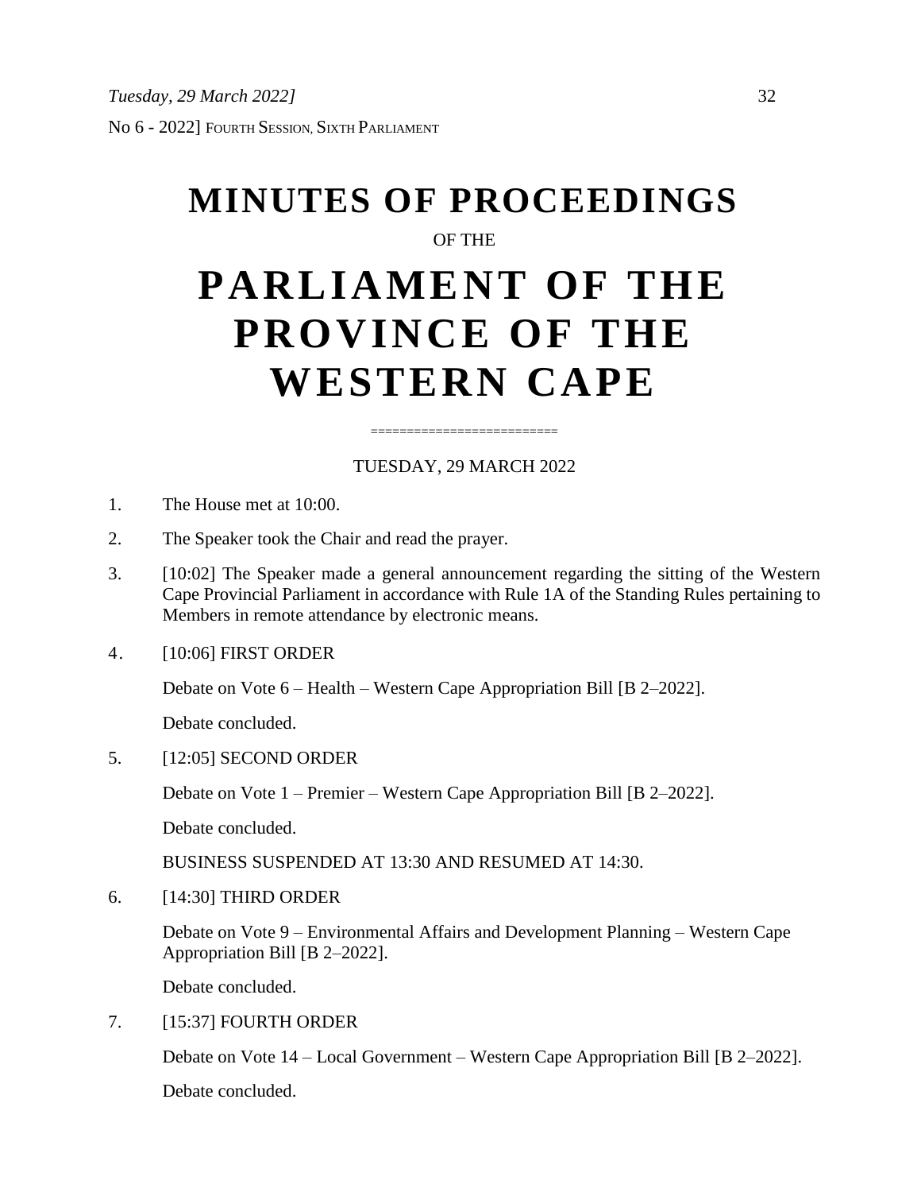No 6 - 2022] FOURTH SESSION, SIXTH PARLIAMENT

# MINUTES OF PROCEEDINGS

OF THE

# PARLIAMENT OF THE PROVINCE OF THE WESTERN CAPE

=========================

TUESDAY, 29 MARCH 2022

1. The House met at 10:00.

2. The Speaker took the Chair and read the prayer.

3. [10:02] The Speaker made a general announcement regarding the sitting of the Western Cape Provincial Parliament in accordance with Rule 1A of the Standing Rules pertaining to Members in remote attendance by electronic means.

4. [10:06] FIRST ORDER

   Debate on Vote 6 – Health – Western Cape Appropriation Bill [B 2–2022].

   Debate concluded.

5. [12:05] SECOND ORDER

   Debate on Vote 1 – Premier – Western Cape Appropriation Bill [B 2–2022].

   Debate concluded.

   BUSINESS SUSPENDED AT 13:30 AND RESUMED AT 14:30.

6. [14:30] THIRD ORDER

   Debate on Vote 9 – Environmental Affairs and Development Planning – Western Cape Appropriation Bill [B 2–2022].

   Debate concluded.

7. [15:37] FOURTH ORDER

   Debate on Vote 14 – Local Government – Western Cape Appropriation Bill [B 2–2022].

   Debate concluded.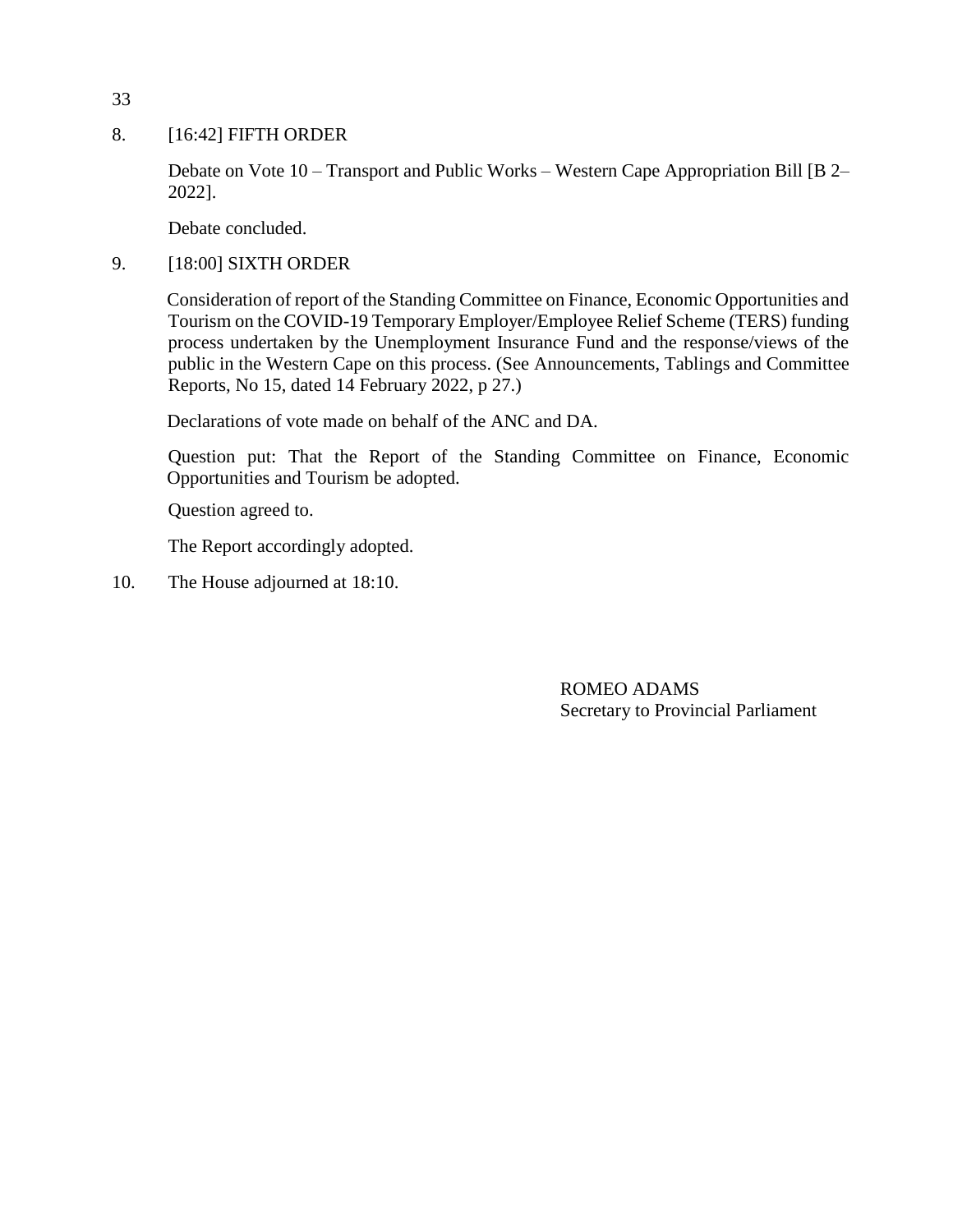8. [16:42] FIFTH ORDER

   Debate on Vote 10 – Transport and Public Works – Western Cape Appropriation Bill [B 2–2022].

   Debate concluded.

9. [18:00] SIXTH ORDER

   Consideration of report of the Standing Committee on Finance, Economic Opportunities and Tourism on the COVID-19 Temporary Employer/Employee Relief Scheme (TERS) funding process undertaken by the Unemployment Insurance Fund and the response/views of the public in the Western Cape on this process. (See Announcements, Tablings and Committee Reports, No 15, dated 14 February 2022, p 27.)

   Declarations of vote made on behalf of the ANC and DA.

   Question put: That the Report of the Standing Committee on Finance, Economic Opportunities and Tourism be adopted.

   Question agreed to.

   The Report accordingly adopted.

10. The House adjourned at 18:10.

ROMEO ADAMS
Secretary to Provincial Parliament